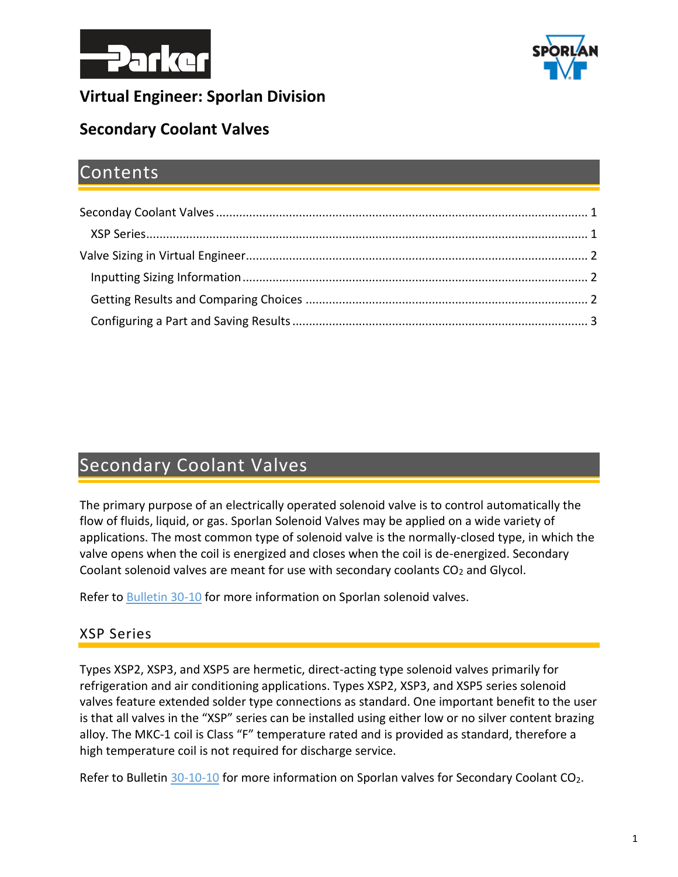# Virtual Engineer: Sporlan Division

## Secondary Coolant Valves

# Contents

Seconday Coolant Valves ........................................................................................................ 1

XSP Series ................................................................................................................................ 1

Valve Sizing in Virtual Engineer ................................................................................................ 2

Inputting Sizing Information ..................................................................................................... 2

Getting Results and Comparing Choices ................................................................................. 2

Configuring a Part and Saving Results ..................................................................................... 3

# Secondary Coolant Valves

The primary purpose of an electrically operated solenoid valve is to control automatically the flow of fluids, liquid, or gas. Sporlan Solenoid Valves may be applied on a wide variety of applications. The most common type of solenoid valve is the normally-closed type, in which the valve opens when the coil is energized and closes when the coil is de-energized. Secondary Coolant solenoid valves are meant for use with secondary coolants $CO_2$ and Glycol.

Refer to [Bulletin 30-10] for more information on Sporlan solenoid valves.

## XSP Series

Types XSP2, XSP3, and XSP5 are hermetic, direct-acting type solenoid valves primarily for refrigeration and air conditioning applications. Types XSP2, XSP3, and XSP5 series solenoid valves feature extended solder type connections as standard. One important benefit to the user is that all valves in the "XSP" series can be installed using either low or no silver content brazing alloy. The MKC-1 coil is Class "F" temperature rated and is provided as standard, therefore a high temperature coil is not required for discharge service.

Refer to Bulletin [30-10-10] for more information on Sporlan valves for Secondary Coolant $CO_2$.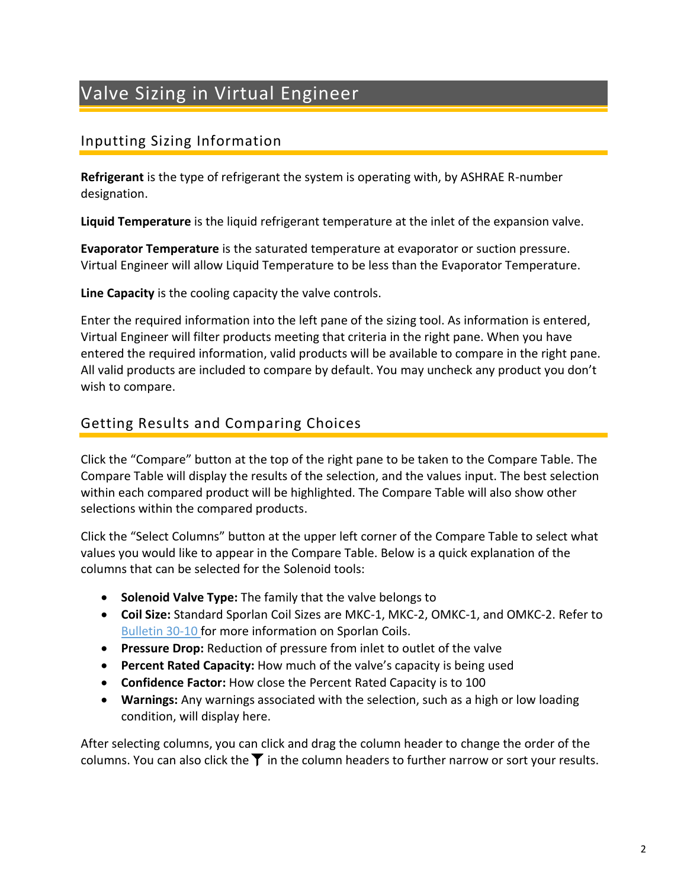# Valve Sizing in Virtual Engineer

## Inputting Sizing Information

**Refrigerant** is the type of refrigerant the system is operating with, by ASHRAE R-number designation.

**Liquid Temperature** is the liquid refrigerant temperature at the inlet of the expansion valve.

**Evaporator Temperature** is the saturated temperature at evaporator or suction pressure. Virtual Engineer will allow Liquid Temperature to be less than the Evaporator Temperature.

**Line Capacity** is the cooling capacity the valve controls.

Enter the required information into the left pane of the sizing tool. As information is entered, Virtual Engineer will filter products meeting that criteria in the right pane. When you have entered the required information, valid products will be available to compare in the right pane. All valid products are included to compare by default. You may uncheck any product you don't wish to compare.

## Getting Results and Comparing Choices

Click the "Compare" button at the top of the right pane to be taken to the Compare Table. The Compare Table will display the results of the selection, and the values input. The best selection within each compared product will be highlighted. The Compare Table will also show other selections within the compared products.

Click the "Select Columns" button at the upper left corner of the Compare Table to select what values you would like to appear in the Compare Table. Below is a quick explanation of the columns that can be selected for the Solenoid tools:

- **Solenoid Valve Type:** The family that the valve belongs to
- **Coil Size:** Standard Sporlan Coil Sizes are MKC-1, MKC-2, OMKC-1, and OMKC-2. Refer to Bulletin 30-10 for more information on Sporlan Coils.
- **Pressure Drop:** Reduction of pressure from inlet to outlet of the valve
- **Percent Rated Capacity:** How much of the valve's capacity is being used
- **Confidence Factor:** How close the Percent Rated Capacity is to 100
- **Warnings:** Any warnings associated with the selection, such as a high or low loading condition, will display here.

After selecting columns, you can click and drag the column header to change the order of the columns. You can also click the ▼ in the column headers to further narrow or sort your results.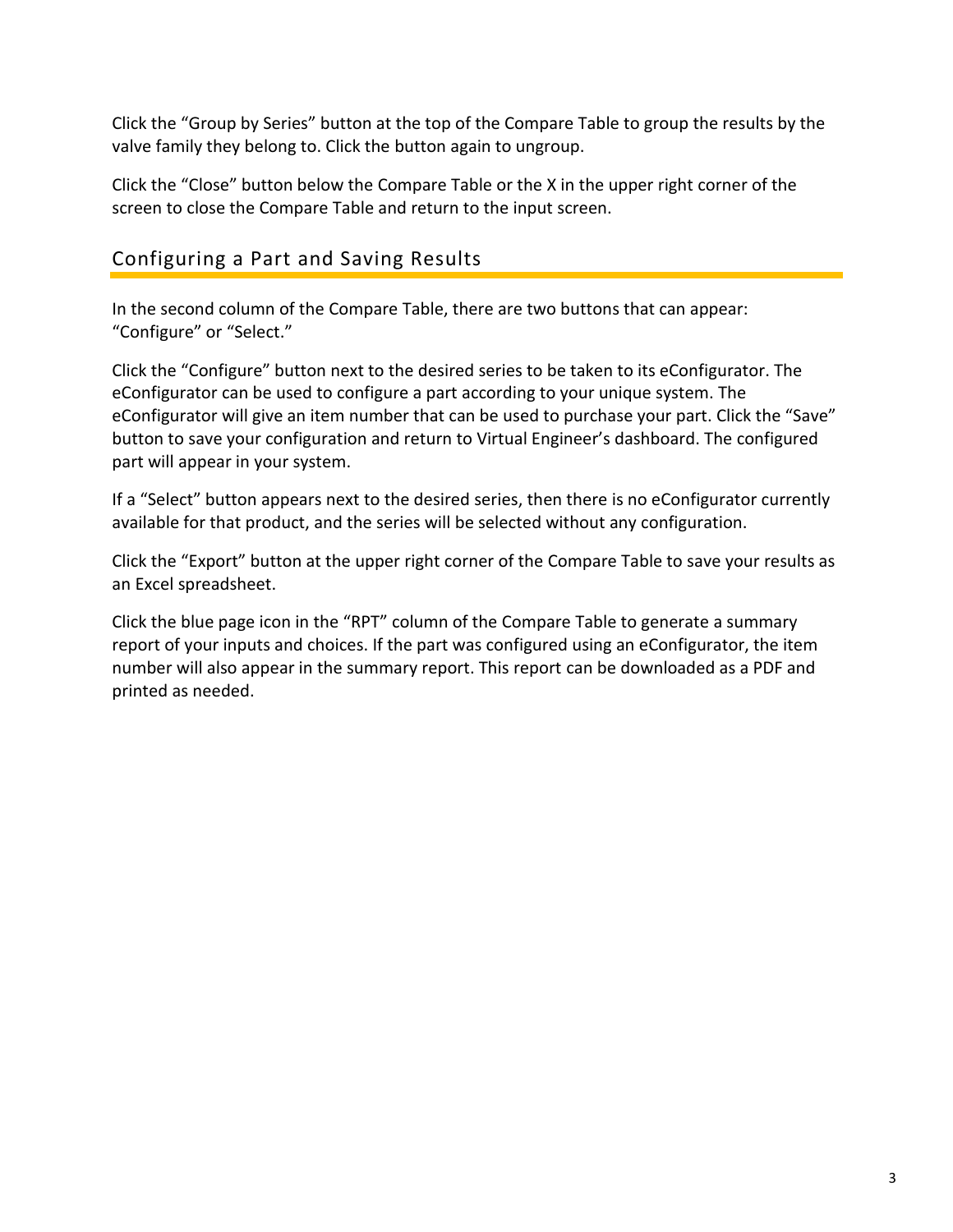Click the “Group by Series” button at the top of the Compare Table to group the results by the valve family they belong to. Click the button again to ungroup.

Click the “Close” button below the Compare Table or the X in the upper right corner of the screen to close the Compare Table and return to the input screen.

## Configuring a Part and Saving Results

In the second column of the Compare Table, there are two buttons that can appear: “Configure” or “Select.”

Click the “Configure” button next to the desired series to be taken to its eConfigurator. The eConfigurator can be used to configure a part according to your unique system. The eConfigurator will give an item number that can be used to purchase your part. Click the “Save” button to save your configuration and return to Virtual Engineer’s dashboard. The configured part will appear in your system.

If a “Select” button appears next to the desired series, then there is no eConfigurator currently available for that product, and the series will be selected without any configuration.

Click the “Export” button at the upper right corner of the Compare Table to save your results as an Excel spreadsheet.

Click the blue page icon in the “RPT” column of the Compare Table to generate a summary report of your inputs and choices. If the part was configured using an eConfigurator, the item number will also appear in the summary report. This report can be downloaded as a PDF and printed as needed.